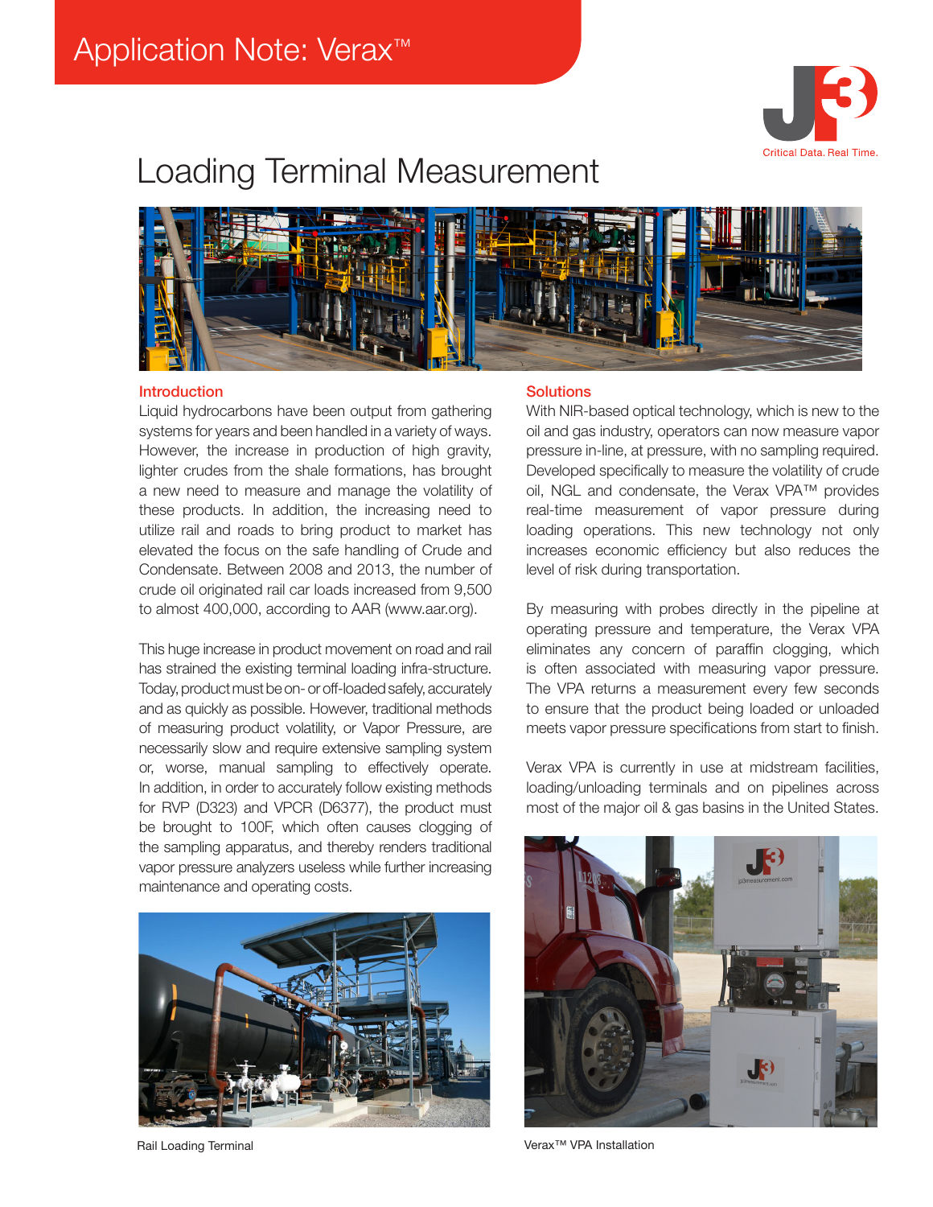Application Note: Verax™

Critical Data. Real Time.

# Loading Terminal Measurement

## Introduction

Liquid hydrocarbons have been output from gathering systems for years and been handled in a variety of ways. However, the increase in production of high gravity, lighter crudes from the shale formations, has brought a new need to measure and manage the volatility of these products. In addition, the increasing need to utilize rail and roads to bring product to market has elevated the focus on the safe handling of Crude and Condensate. Between 2008 and 2013, the number of crude oil originated rail car loads increased from 9,500 to almost 400,000, according to AAR (www.aar.org).

This huge increase in product movement on road and rail has strained the existing terminal loading infra-structure. Today, product must be on- or off-loaded safely, accurately and as quickly as possible. However, traditional methods of measuring product volatility, or Vapor Pressure, are necessarily slow and require extensive sampling system or, worse, manual sampling to effectively operate. In addition, in order to accurately follow existing methods for RVP (D323) and VPCR (D6377), the product must be brought to 100F, which often causes clogging of the sampling apparatus, and thereby renders traditional vapor pressure analyzers useless while further increasing maintenance and operating costs.

Rail Loading Terminal

## Solutions

With NIR-based optical technology, which is new to the oil and gas industry, operators can now measure vapor pressure in-line, at pressure, with no sampling required. Developed specifically to measure the volatility of crude oil, NGL and condensate, the Verax VPA™ provides real-time measurement of vapor pressure during loading operations. This new technology not only increases economic efficiency but also reduces the level of risk during transportation.

By measuring with probes directly in the pipeline at operating pressure and temperature, the Verax VPA eliminates any concern of paraffin clogging, which is often associated with measuring vapor pressure. The VPA returns a measurement every few seconds to ensure that the product being loaded or unloaded meets vapor pressure specifications from start to finish.

Verax VPA is currently in use at midstream facilities, loading/unloading terminals and on pipelines across most of the major oil & gas basins in the United States.

Verax™ VPA Installation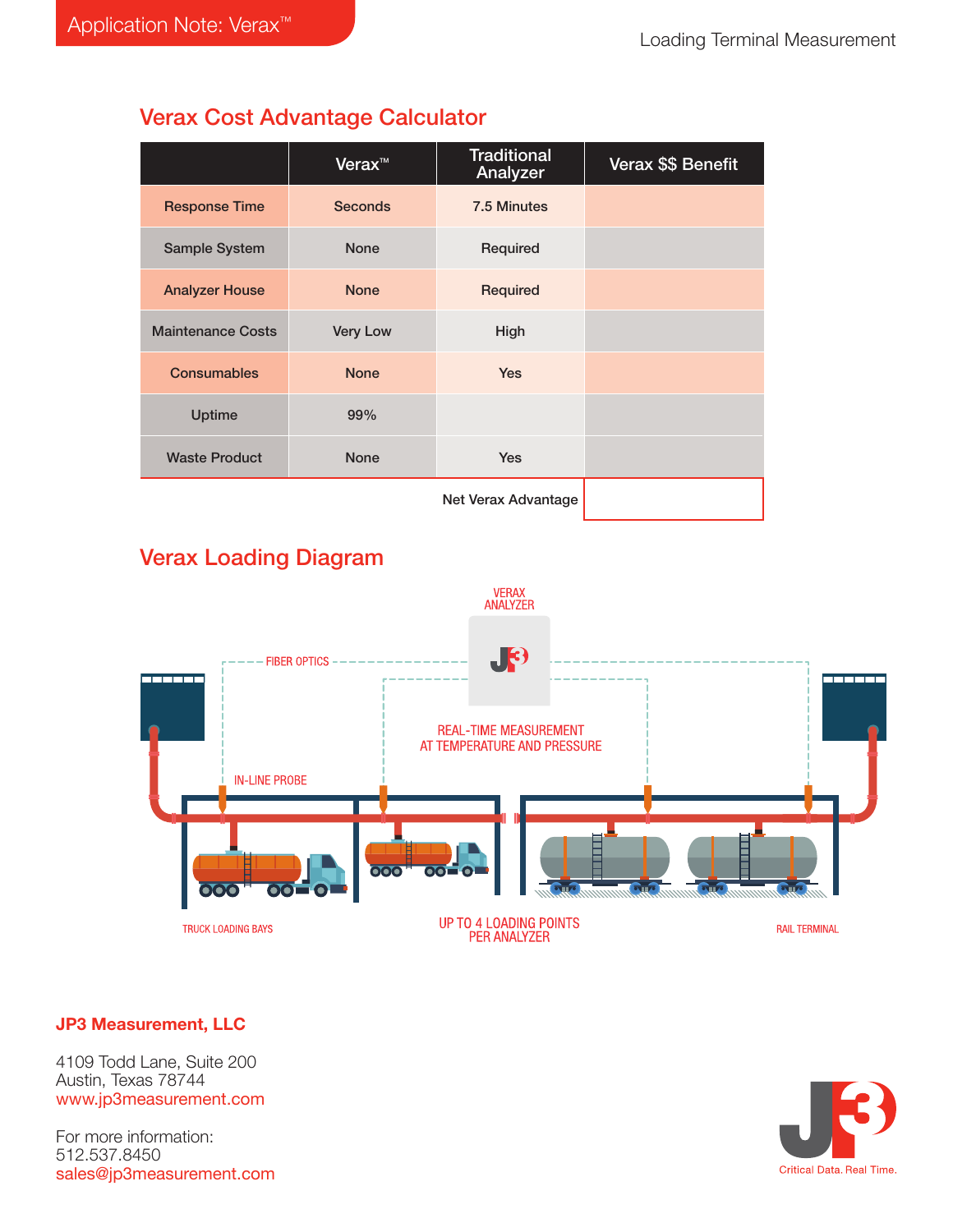## Verax Cost Advantage Calculator

| | Verax™ | Traditional Analyzer | Verax $$ Benefit |
|---|---|---|---|
| Response Time | Seconds | 7.5 Minutes | |
| Sample System | None | Required | |
| Analyzer House | None | Required | |
| Maintenance Costs | Very Low | High | |
| Consumables | None | Yes | |
| Uptime | 99% | | |
| Waste Product | None | Yes | |
| | | Net Verax Advantage | |

## Verax Loading Diagram

VERAX ANALYZER

FIBER OPTICS

REAL-TIME MEASUREMENT AT TEMPERATURE AND PRESSURE

IN-LINE PROBE

TRUCK LOADING BAYS

UP TO 4 LOADING POINTS PER ANALYZER

RAIL TERMINAL

**JP3 Measurement, LLC**

4109 Todd Lane, Suite 200
Austin, Texas 78744
www.jp3measurement.com

For more information:
512.537.8450
sales@jp3measurement.com

Critical Data. Real Time.